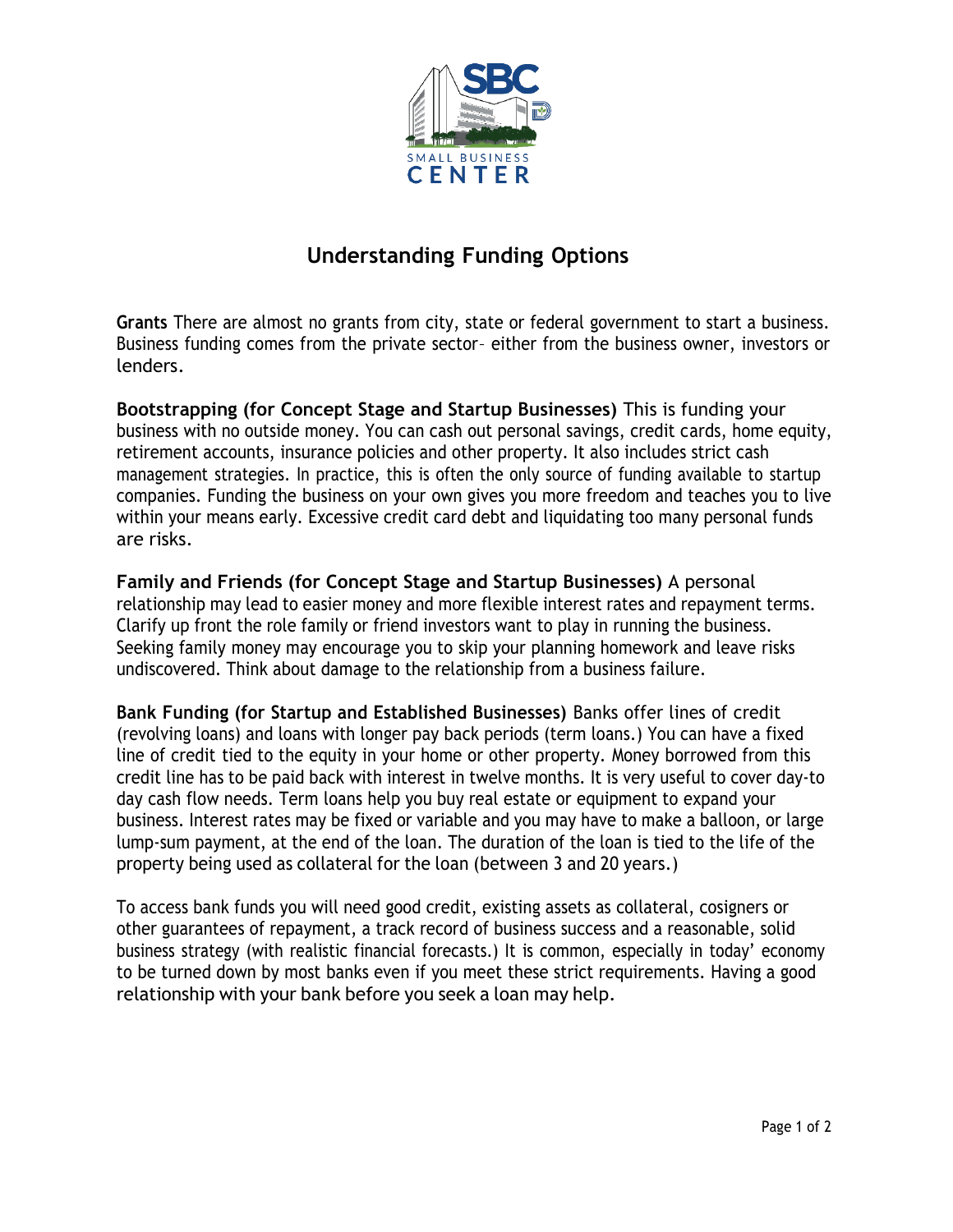SBC

SMALL BUSINESS
CENTER

# Understanding Funding Options

**Grants** There are almost no grants from city, state or federal government to start a business. Business funding comes from the private sector– either from the business owner, investors or lenders.

**Bootstrapping (for Concept Stage and Startup Businesses)** This is funding your business with no outside money. You can cash out personal savings, credit cards, home equity, retirement accounts, insurance policies and other property. It also includes strict cash management strategies. In practice, this is often the only source of funding available to startup companies. Funding the business on your own gives you more freedom and teaches you to live within your means early. Excessive credit card debt and liquidating too many personal funds are risks.

**Family and Friends (for Concept Stage and Startup Businesses)** A personal relationship may lead to easier money and more flexible interest rates and repayment terms. Clarify up front the role family or friend investors want to play in running the business. Seeking family money may encourage you to skip your planning homework and leave risks undiscovered. Think about damage to the relationship from a business failure.

**Bank Funding (for Startup and Established Businesses)** Banks offer lines of credit (revolving loans) and loans with longer pay back periods (term loans.) You can have a fixed line of credit tied to the equity in your home or other property. Money borrowed from this credit line has to be paid back with interest in twelve months. It is very useful to cover day-to day cash flow needs. Term loans help you buy real estate or equipment to expand your business. Interest rates may be fixed or variable and you may have to make a balloon, or large lump-sum payment, at the end of the loan. The duration of the loan is tied to the life of the property being used as collateral for the loan (between 3 and 20 years.)

To access bank funds you will need good credit, existing assets as collateral, cosigners or other guarantees of repayment, a track record of business success and a reasonable, solid business strategy (with realistic financial forecasts.) It is common, especially in today' economy to be turned down by most banks even if you meet these strict requirements. Having a good relationship with your bank before you seek a loan may help.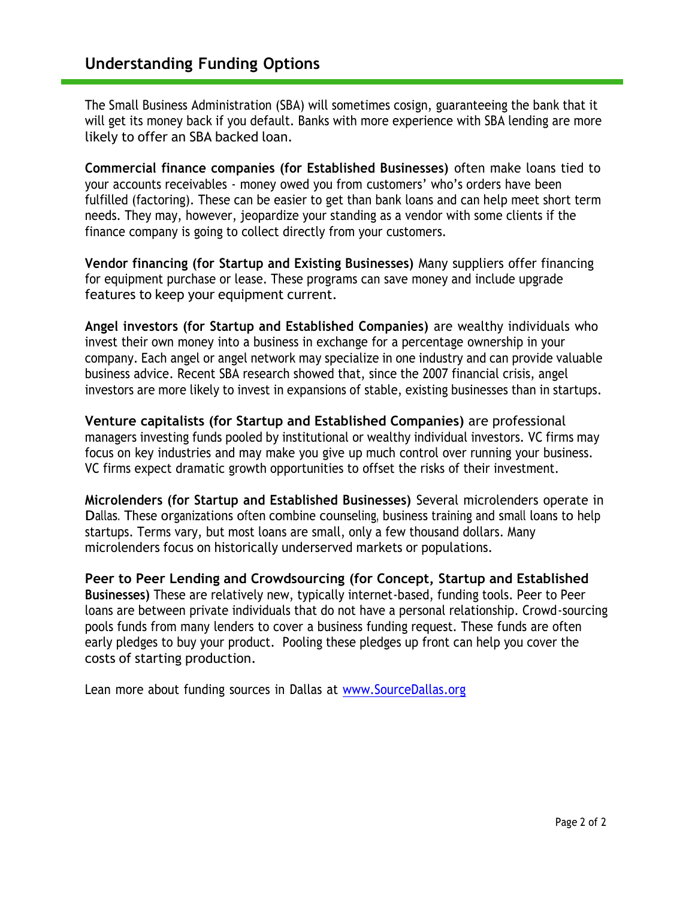## Understanding Funding Options

The Small Business Administration (SBA) will sometimes cosign, guaranteeing the bank that it will get its money back if you default. Banks with more experience with SBA lending are more likely to offer an SBA backed loan.

**Commercial finance companies (for Established Businesses)** often make loans tied to your accounts receivables - money owed you from customers' who's orders have been fulfilled (factoring). These can be easier to get than bank loans and can help meet short term needs. They may, however, jeopardize your standing as a vendor with some clients if the finance company is going to collect directly from your customers.

**Vendor financing (for Startup and Existing Businesses)** Many suppliers offer financing for equipment purchase or lease. These programs can save money and include upgrade features to keep your equipment current.

**Angel investors (for Startup and Established Companies)** are wealthy individuals who invest their own money into a business in exchange for a percentage ownership in your company. Each angel or angel network may specialize in one industry and can provide valuable business advice. Recent SBA research showed that, since the 2007 financial crisis, angel investors are more likely to invest in expansions of stable, existing businesses than in startups.

**Venture capitalists (for Startup and Established Companies)** are professional managers investing funds pooled by institutional or wealthy individual investors. VC firms may focus on key industries and may make you give up much control over running your business. VC firms expect dramatic growth opportunities to offset the risks of their investment.

**Microlenders (for Startup and Established Businesses)** Several microlenders operate in Dallas. These organizations often combine counseling, business training and small loans to help startups. Terms vary, but most loans are small, only a few thousand dollars. Many microlenders focus on historically underserved markets or populations.

**Peer to Peer Lending and Crowdsourcing (for Concept, Startup and Established Businesses)** These are relatively new, typically internet-based, funding tools. Peer to Peer loans are between private individuals that do not have a personal relationship. Crowd-sourcing pools funds from many lenders to cover a business funding request. These funds are often early pledges to buy your product. Pooling these pledges up front can help you cover the costs of starting production.

Lean more about funding sources in Dallas at [www.SourceDallas.org](http://www.SourceDallas.org)